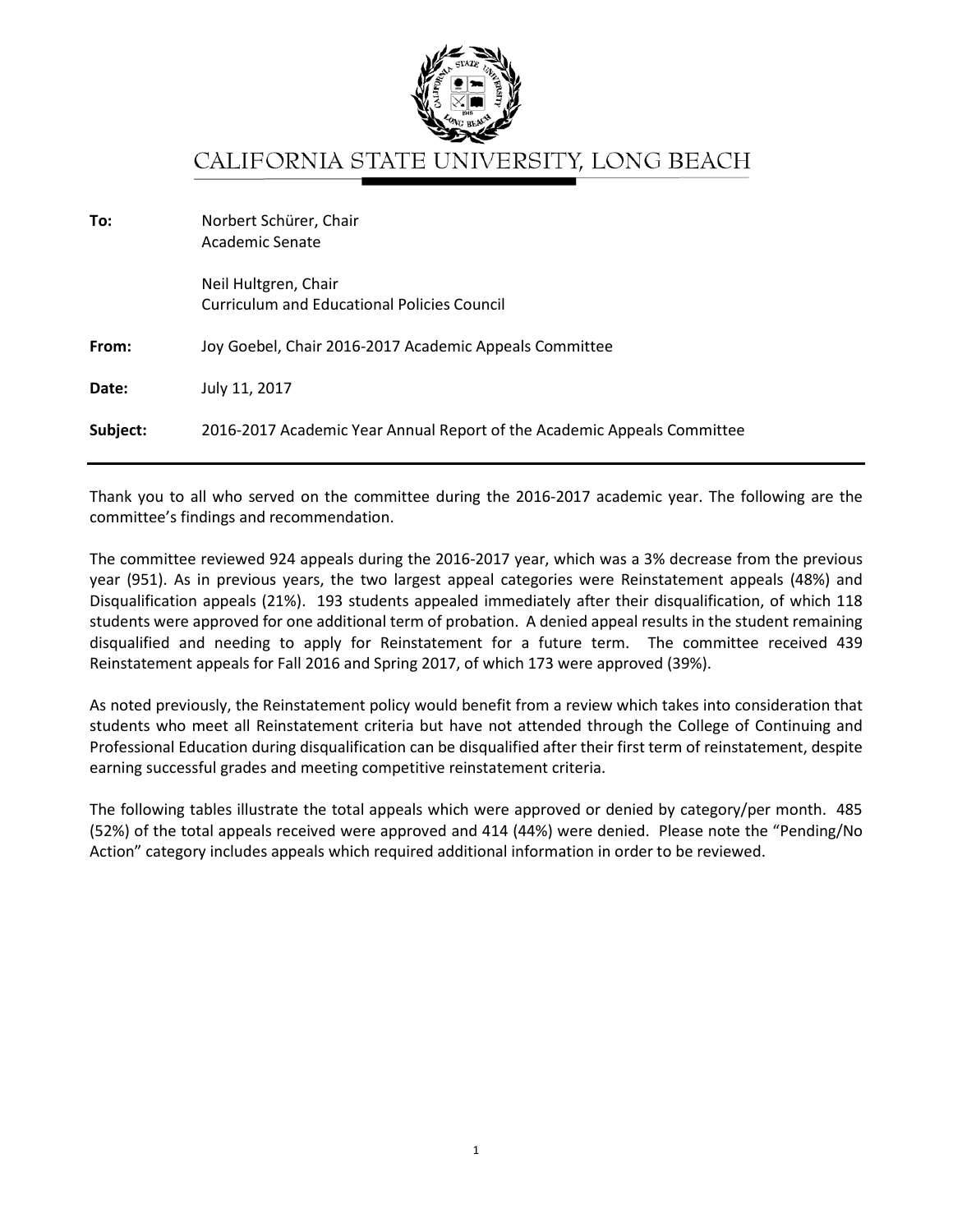# CALIFORNIA STATE UNIVERSITY, LONG BEACH

| | |
|---|---|
| **To:** | Norbert Schürer, Chair<br>Academic Senate |
| | Neil Hultgren, Chair<br>Curriculum and Educational Policies Council |
| **From:** | Joy Goebel, Chair 2016-2017 Academic Appeals Committee |
| **Date:** | July 11, 2017 |
| **Subject:** | 2016-2017 Academic Year Annual Report of the Academic Appeals Committee |

---

Thank you to all who served on the committee during the 2016-2017 academic year. The following are the committee's findings and recommendation.

The committee reviewed 924 appeals during the 2016-2017 year, which was a 3% decrease from the previous year (951). As in previous years, the two largest appeal categories were Reinstatement appeals (48%) and Disqualification appeals (21%). 193 students appealed immediately after their disqualification, of which 118 students were approved for one additional term of probation. A denied appeal results in the student remaining disqualified and needing to apply for Reinstatement for a future term. The committee received 439 Reinstatement appeals for Fall 2016 and Spring 2017, of which 173 were approved (39%).

As noted previously, the Reinstatement policy would benefit from a review which takes into consideration that students who meet all Reinstatement criteria but have not attended through the College of Continuing and Professional Education during disqualification can be disqualified after their first term of reinstatement, despite earning successful grades and meeting competitive reinstatement criteria.

The following tables illustrate the total appeals which were approved or denied by category/per month. 485 (52%) of the total appeals received were approved and 414 (44%) were denied. Please note the "Pending/No Action" category includes appeals which required additional information in order to be reviewed.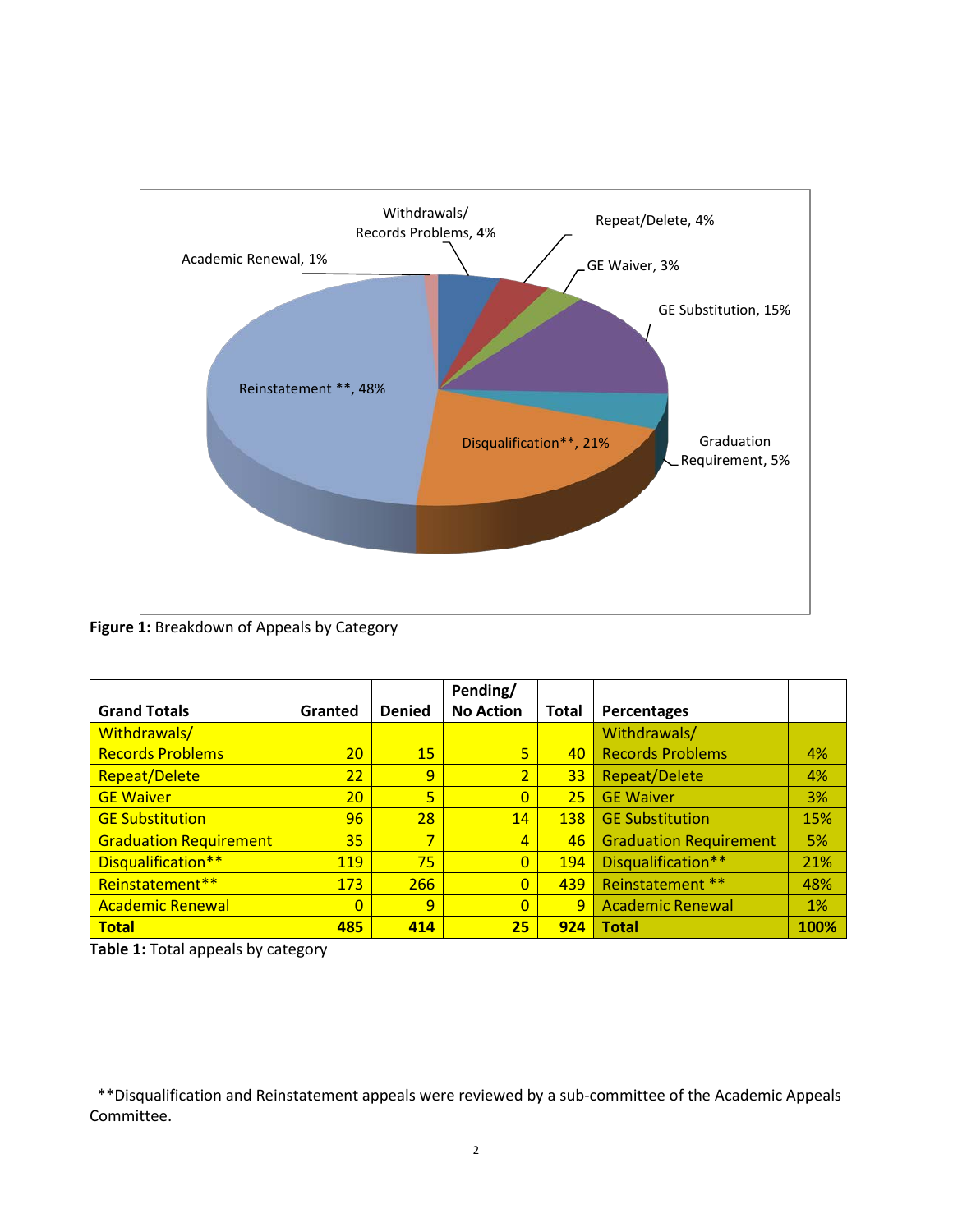Withdrawals/ Records Problems, 4%

Repeat/Delete, 4%

GE Waiver, 3%

GE Substitution, 15%

Graduation Requirement, 5%

Disqualification**, 21%

Reinstatement **, 48%

Academic Renewal, 1%

**Figure 1:** Breakdown of Appeals by Category

| Grand Totals | Granted | Denied | Pending/ No Action | Total | Percentages | |
|---|---|---|---|---|---|---|
| Withdrawals/ Records Problems | 20 | 15 | 5 | 40 | Withdrawals/ Records Problems | 4% |
| Repeat/Delete | 22 | 9 | 2 | 33 | Repeat/Delete | 4% |
| GE Waiver | 20 | 5 | 0 | 25 | GE Waiver | 3% |
| GE Substitution | 96 | 28 | 14 | 138 | GE Substitution | 15% |
| Graduation Requirement | 35 | 7 | 4 | 46 | Graduation Requirement | 5% |
| Disqualification** | 119 | 75 | 0 | 194 | Disqualification** | 21% |
| Reinstatement** | 173 | 266 | 0 | 439 | Reinstatement ** | 48% |
| Academic Renewal | 0 | 9 | 0 | 9 | Academic Renewal | 1% |
| **Total** | **485** | **414** | **25** | **924** | **Total** | **100%** |

**Table 1:** Total appeals by category

**Disqualification and Reinstatement appeals were reviewed by a sub-committee of the Academic Appeals Committee.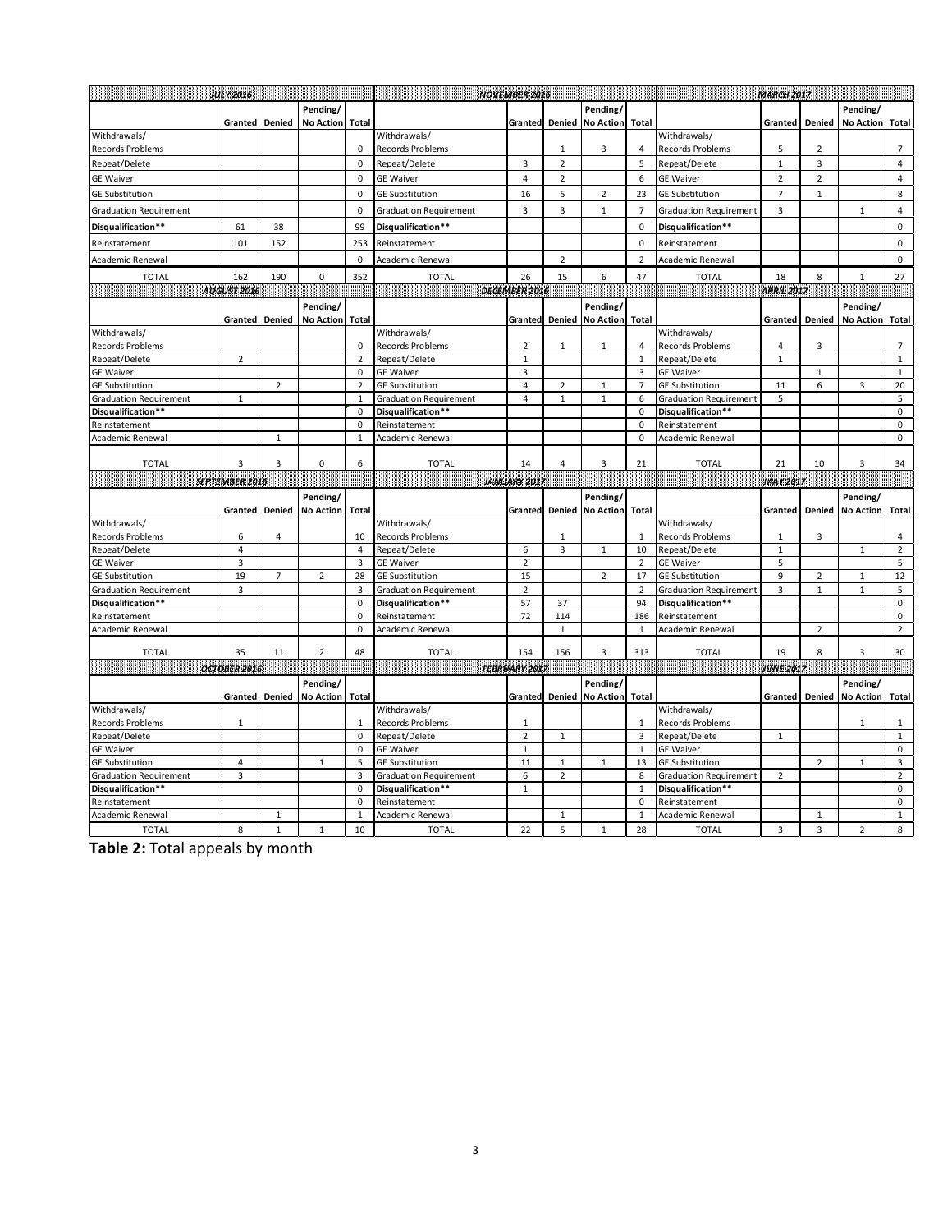| JULY 2016 | Granted | Denied | Pending/ No Action | Total |
|---|---|---|---|---|
| Withdrawals/ Records Problems | | | | 0 |
| Repeat/Delete | | | | 0 |
| GE Waiver | | | | 0 |
| GE Substitution | | | | 0 |
| Graduation Requirement | | | | 0 |
| **Disqualification**** | 61 | 38 | | 99 |
| Reinstatement | 101 | 152 | | 253 |
| Academic Renewal | | | | 0 |
| TOTAL | 162 | 190 | 0 | 352 |

| AUGUST 2016 | Granted | Denied | Pending/ No Action | Total |
|---|---|---|---|---|
| Withdrawals/ Records Problems | | | | 0 |
| Repeat/Delete | 2 | | | 2 |
| GE Waiver | | | | 0 |
| GE Substitution | | 2 | | 2 |
| Graduation Requirement | 1 | | | 1 |
| **Disqualification**** | | | | 0 |
| Reinstatement | | | | 0 |
| Academic Renewal | | 1 | | 1 |
| TOTAL | 3 | 3 | 0 | 6 |

| SEPTEMBER 2016 | Granted | Denied | Pending/ No Action | Total |
|---|---|---|---|---|
| Withdrawals/ Records Problems | 6 | 4 | | 10 |
| Repeat/Delete | 4 | | | 4 |
| GE Waiver | 3 | | | 3 |
| GE Substitution | 19 | 7 | 2 | 28 |
| Graduation Requirement | 3 | | | 3 |
| **Disqualification**** | | | | 0 |
| Reinstatement | | | | 0 |
| Academic Renewal | | | | 0 |
| TOTAL | 35 | 11 | 2 | 48 |

| OCTOBER 2016 | Granted | Denied | Pending/ No Action | Total |
|---|---|---|---|---|
| Withdrawals/ Records Problems | 1 | | | 1 |
| Repeat/Delete | | | | 0 |
| GE Waiver | | | | 0 |
| GE Substitution | 4 | | 1 | 5 |
| Graduation Requirement | 3 | | | 3 |
| **Disqualification**** | | | | 0 |
| Reinstatement | | | | 0 |
| Academic Renewal | | 1 | | 1 |
| TOTAL | 8 | 1 | 1 | 10 |

| NOVEMBER 2016 | Granted | Denied | Pending/ No Action | Total |
|---|---|---|---|---|
| Withdrawals/ Records Problems | | 1 | 3 | 4 |
| Repeat/Delete | 3 | 2 | | 5 |
| GE Waiver | 4 | 2 | | 6 |
| GE Substitution | 16 | 5 | 2 | 23 |
| Graduation Requirement | 3 | 3 | 1 | 7 |
| **Disqualification**** | | | | 0 |
| Reinstatement | | | | 0 |
| Academic Renewal | | 2 | | 2 |
| TOTAL | 26 | 15 | 6 | 47 |

| DECEMBER 2016 | Granted | Denied | Pending/ No Action | Total |
|---|---|---|---|---|
| Withdrawals/ Records Problems | 2 | 1 | 1 | 4 |
| Repeat/Delete | 1 | | | 1 |
| GE Waiver | 3 | | | 3 |
| GE Substitution | 4 | 2 | 1 | 7 |
| Graduation Requirement | 4 | 1 | 1 | 6 |
| **Disqualification**** | | | | 0 |
| Reinstatement | | | | 0 |
| Academic Renewal | | | | 0 |
| TOTAL | 14 | 4 | 3 | 21 |

| JANUARY 2017 | Granted | Denied | Pending/ No Action | Total |
|---|---|---|---|---|
| Withdrawals/ Records Problems | | 1 | | 1 |
| Repeat/Delete | 6 | 3 | 1 | 10 |
| GE Waiver | 2 | | | 2 |
| GE Substitution | 15 | | 2 | 17 |
| Graduation Requirement | 2 | | | 2 |
| **Disqualification**** | 57 | 37 | | 94 |
| Reinstatement | 72 | 114 | | 186 |
| Academic Renewal | | 1 | | 1 |
| TOTAL | 154 | 156 | 3 | 313 |

| FEBRUARY 2017 | Granted | Denied | Pending/ No Action | Total |
|---|---|---|---|---|
| Withdrawals/ Records Problems | 1 | | | 1 |
| Repeat/Delete | 2 | 1 | | 3 |
| GE Waiver | 1 | | | 1 |
| GE Substitution | 11 | 1 | 1 | 13 |
| Graduation Requirement | 6 | 2 | | 8 |
| **Disqualification**** | 1 | | | 1 |
| Reinstatement | | | | 0 |
| Academic Renewal | | 1 | | 1 |
| TOTAL | 22 | 5 | 1 | 28 |

| MARCH 2017 | Granted | Denied | Pending/ No Action | Total |
|---|---|---|---|---|
| Withdrawals/ Records Problems | 5 | 2 | | 7 |
| Repeat/Delete | 1 | 3 | | 4 |
| GE Waiver | 2 | 2 | | 4 |
| GE Substitution | 7 | 1 | | 8 |
| Graduation Requirement | 3 | | 1 | 4 |
| **Disqualification**** | | | | 0 |
| Reinstatement | | | | 0 |
| Academic Renewal | | | | 0 |
| TOTAL | 18 | 8 | 1 | 27 |

| APRIL 2017 | Granted | Denied | Pending/ No Action | Total |
|---|---|---|---|---|
| Withdrawals/ Records Problems | 4 | 3 | | 7 |
| Repeat/Delete | 1 | | | 1 |
| GE Waiver | | 1 | | 1 |
| GE Substitution | 11 | 6 | 3 | 20 |
| Graduation Requirement | 5 | | | 5 |
| **Disqualification**** | | | | 0 |
| Reinstatement | | | | 0 |
| Academic Renewal | | | | 0 |
| TOTAL | 21 | 10 | 3 | 34 |

| MAY 2017 | Granted | Denied | Pending/ No Action | Total |
|---|---|---|---|---|
| Withdrawals/ Records Problems | 1 | 3 | | 4 |
| Repeat/Delete | 1 | | 1 | 2 |
| GE Waiver | 5 | | | 5 |
| GE Substitution | 9 | 2 | 1 | 12 |
| Graduation Requirement | 3 | 1 | 1 | 5 |
| **Disqualification**** | | | | 0 |
| Reinstatement | | | | 0 |
| Academic Renewal | | 2 | | 2 |
| TOTAL | 19 | 8 | 3 | 30 |

| JUNE 2017 | Granted | Denied | Pending/ No Action | Total |
|---|---|---|---|---|
| Withdrawals/ Records Problems | | | 1 | 1 |
| Repeat/Delete | 1 | | | 1 |
| GE Waiver | | | | 0 |
| GE Substitution | | 2 | 1 | 3 |
| Graduation Requirement | 2 | | | 2 |
| **Disqualification**** | | | | 0 |
| Reinstatement | | | | 0 |
| Academic Renewal | | 1 | | 1 |
| TOTAL | 3 | 3 | 2 | 8 |

**Table 2:** Total appeals by month